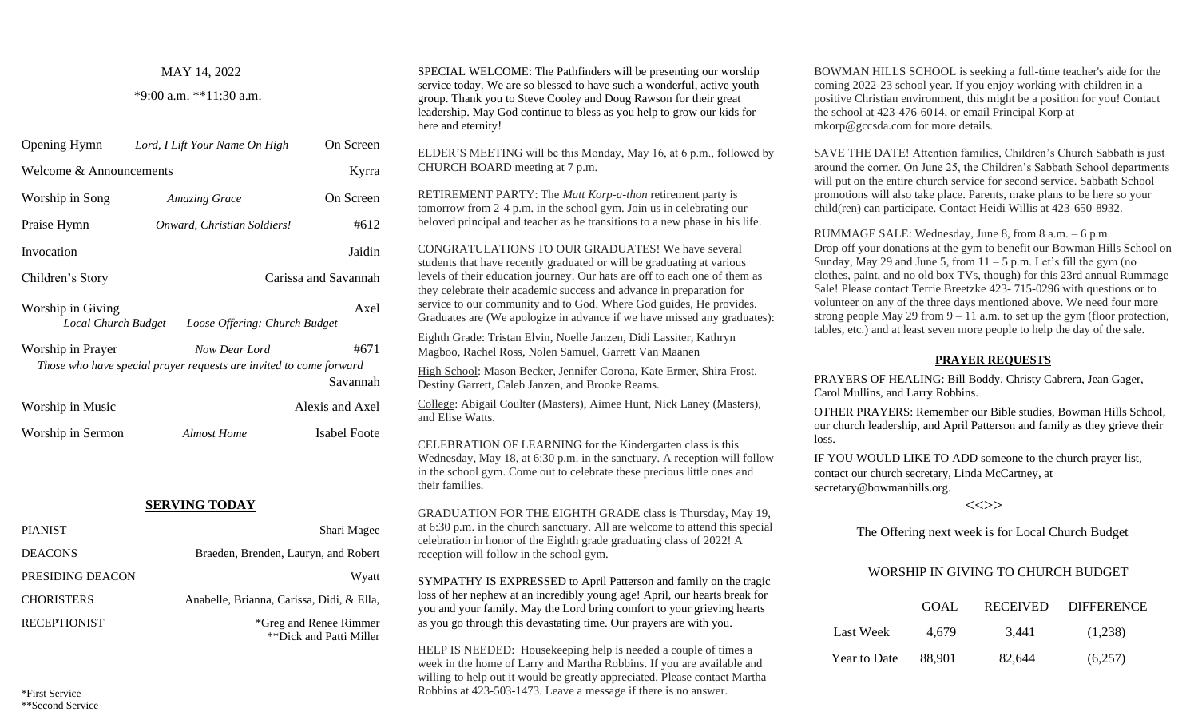MAY 14, 2022

*9:00 a.m. **11:30 a.m.

| | | |
|---|---|---|
| Opening Hymn | *Lord, I Lift Your Name On High* | On Screen |
| Welcome & Announcements | | Kyrra |
| Worship in Song | *Amazing Grace* | On Screen |
| Praise Hymn | *Onward, Christian Soldiers!* | #612 |
| Invocation | | Jaidin |
| Children's Story | | Carissa and Savannah |
| Worship in Giving<br>*Local Church Budget* | *Loose Offering: Church Budget* | Axel |
| Worship in Prayer<br>*Those who have special prayer requests are invited to come forward* | *Now Dear Lord* | #671<br>Savannah |
| Worship in Music | | Alexis and Axel |
| Worship in Sermon | *Almost Home* | Isabel Foote |

## SERVING TODAY

| | |
|---|---|
| PIANIST | Shari Magee |
| DEACONS | Braeden, Brenden, Lauryn, and Robert |
| PRESIDING DEACON | Wyatt |
| CHORISTERS | Anabelle, Brianna, Carissa, Didi, & Ella, |
| RECEPTIONIST | *Greg and Renee Rimmer<br>**Dick and Patti Miller |

*First Service
**Second Service

SPECIAL WELCOME: The Pathfinders will be presenting our worship service today. We are so blessed to have such a wonderful, active youth group. Thank you to Steve Cooley and Doug Rawson for their great leadership. May God continue to bless as you help to grow our kids for here and eternity!

ELDER'S MEETING will be this Monday, May 16, at 6 p.m., followed by CHURCH BOARD meeting at 7 p.m.

RETIREMENT PARTY: The *Matt Korp-a-thon* retirement party is tomorrow from 2-4 p.m. in the school gym. Join us in celebrating our beloved principal and teacher as he transitions to a new phase in his life.

CONGRATULATIONS TO OUR GRADUATES! We have several students that have recently graduated or will be graduating at various levels of their education journey. Our hats are off to each one of them as they celebrate their academic success and advance in preparation for service to our community and to God. Where God guides, He provides. Graduates are (We apologize in advance if we have missed any graduates):

Eighth Grade: Tristan Elvin, Noelle Janzen, Didi Lassiter, Kathryn Magboo, Rachel Ross, Nolen Samuel, Garrett Van Maanen

High School: Mason Becker, Jennifer Corona, Kate Ermer, Shira Frost, Destiny Garrett, Caleb Janzen, and Brooke Reams.

College: Abigail Coulter (Masters), Aimee Hunt, Nick Laney (Masters), and Elise Watts.

CELEBRATION OF LEARNING for the Kindergarten class is this Wednesday, May 18, at 6:30 p.m. in the sanctuary. A reception will follow in the school gym. Come out to celebrate these precious little ones and their families.

GRADUATION FOR THE EIGHTH GRADE class is Thursday, May 19, at 6:30 p.m. in the church sanctuary. All are welcome to attend this special celebration in honor of the Eighth grade graduating class of 2022! A reception will follow in the school gym.

SYMPATHY IS EXPRESSED to April Patterson and family on the tragic loss of her nephew at an incredibly young age! April, our hearts break for you and your family. May the Lord bring comfort to your grieving hearts as you go through this devastating time. Our prayers are with you.

HELP IS NEEDED: Housekeeping help is needed a couple of times a week in the home of Larry and Martha Robbins. If you are available and willing to help out it would be greatly appreciated. Please contact Martha Robbins at 423-503-1473. Leave a message if there is no answer.

BOWMAN HILLS SCHOOL is seeking a full-time teacher's aide for the coming 2022-23 school year. If you enjoy working with children in a positive Christian environment, this might be a position for you! Contact the school at 423-476-6014, or email Principal Korp at mkorp@gccsda.com for more details.

SAVE THE DATE! Attention families, Children's Church Sabbath is just around the corner. On June 25, the Children's Sabbath School departments will put on the entire church service for second service. Sabbath School promotions will also take place. Parents, make plans to be here so your child(ren) can participate. Contact Heidi Willis at 423-650-8932.

RUMMAGE SALE: Wednesday, June 8, from 8 a.m. – 6 p.m. Drop off your donations at the gym to benefit our Bowman Hills School on Sunday, May 29 and June 5, from 11 – 5 p.m. Let's fill the gym (no clothes, paint, and no old box TVs, though) for this 23rd annual Rummage Sale! Please contact Terrie Breetzke 423- 715-0296 with questions or to volunteer on any of the three days mentioned above. We need four more strong people May 29 from 9 – 11 a.m. to set up the gym (floor protection, tables, etc.) and at least seven more people to help the day of the sale.

## PRAYER REQUESTS

PRAYERS OF HEALING: Bill Boddy, Christy Cabrera, Jean Gager, Carol Mullins, and Larry Robbins.

OTHER PRAYERS: Remember our Bible studies, Bowman Hills School, our church leadership, and April Patterson and family as they grieve their loss.

IF YOU WOULD LIKE TO ADD someone to the church prayer list, contact our church secretary, Linda McCartney, at secretary@bowmanhills.org.

<<>>

The Offering next week is for Local Church Budget

WORSHIP IN GIVING TO CHURCH BUDGET

| | GOAL | RECEIVED | DIFFERENCE |
|---|---|---|---|
| Last Week | 4,679 | 3,441 | (1,238) |
| Year to Date | 88,901 | 82,644 | (6,257) |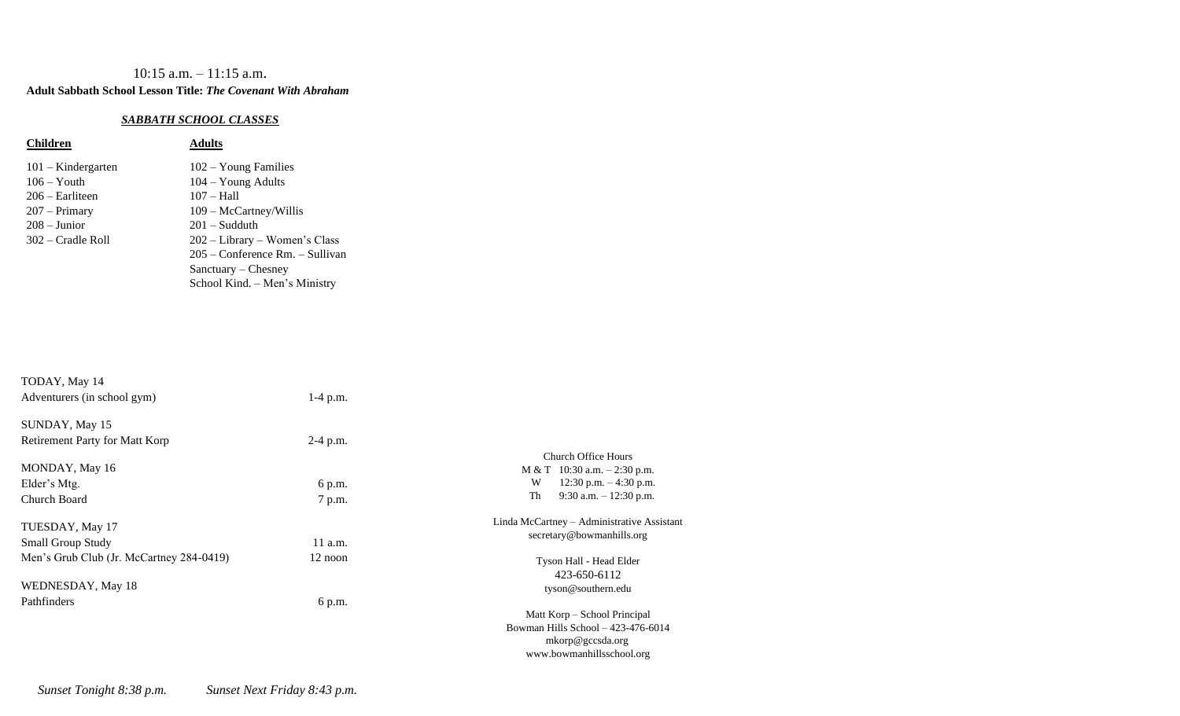10:15 a.m. – 11:15 a.m.

**Adult Sabbath School Lesson Title:** ***The Covenant With Abraham***

***SABBATH SCHOOL CLASSES***

| **Children** | **Adults** |
|---|---|
| 101 – Kindergarten | 102 – Young Families |
| 106 – Youth | 104 – Young Adults |
| 206 – Earliteen | 107 – Hall |
| 207 – Primary | 109 – McCartney/Willis |
| 208 – Junior | 201 – Sudduth |
| 302 – Cradle Roll | 202 – Library – Women's Class |
| | 205 – Conference Rm. – Sullivan |
| | Sanctuary – Chesney |
| | School Kind. – Men's Ministry |

| | |
|---|---|
| TODAY, May 14 | |
| Adventurers (in school gym) | 1-4 p.m. |
| SUNDAY, May 15 | |
| Retirement Party for Matt Korp | 2-4 p.m. |
| MONDAY, May 16 | |
| Elder's Mtg. | 6 p.m. |
| Church Board | 7 p.m. |
| TUESDAY, May 17 | |
| Small Group Study | 11 a.m. |
| Men's Grub Club (Jr. McCartney 284-0419) | 12 noon |
| WEDNESDAY, May 18 | |
| Pathfinders | 6 p.m. |

*Sunset Tonight 8:38 p.m.* *Sunset Next Friday 8:43 p.m.*

Church Office Hours
M & T 10:30 a.m. – 2:30 p.m.
W 12:30 p.m. – 4:30 p.m.
Th 9:30 a.m. – 12:30 p.m.

Linda McCartney – Administrative Assistant
secretary@bowmanhills.org

Tyson Hall - Head Elder
423-650-6112
tyson@southern.edu

Matt Korp – School Principal
Bowman Hills School – 423-476-6014
mkorp@gccsda.org
www.bowmanhillsschool.org